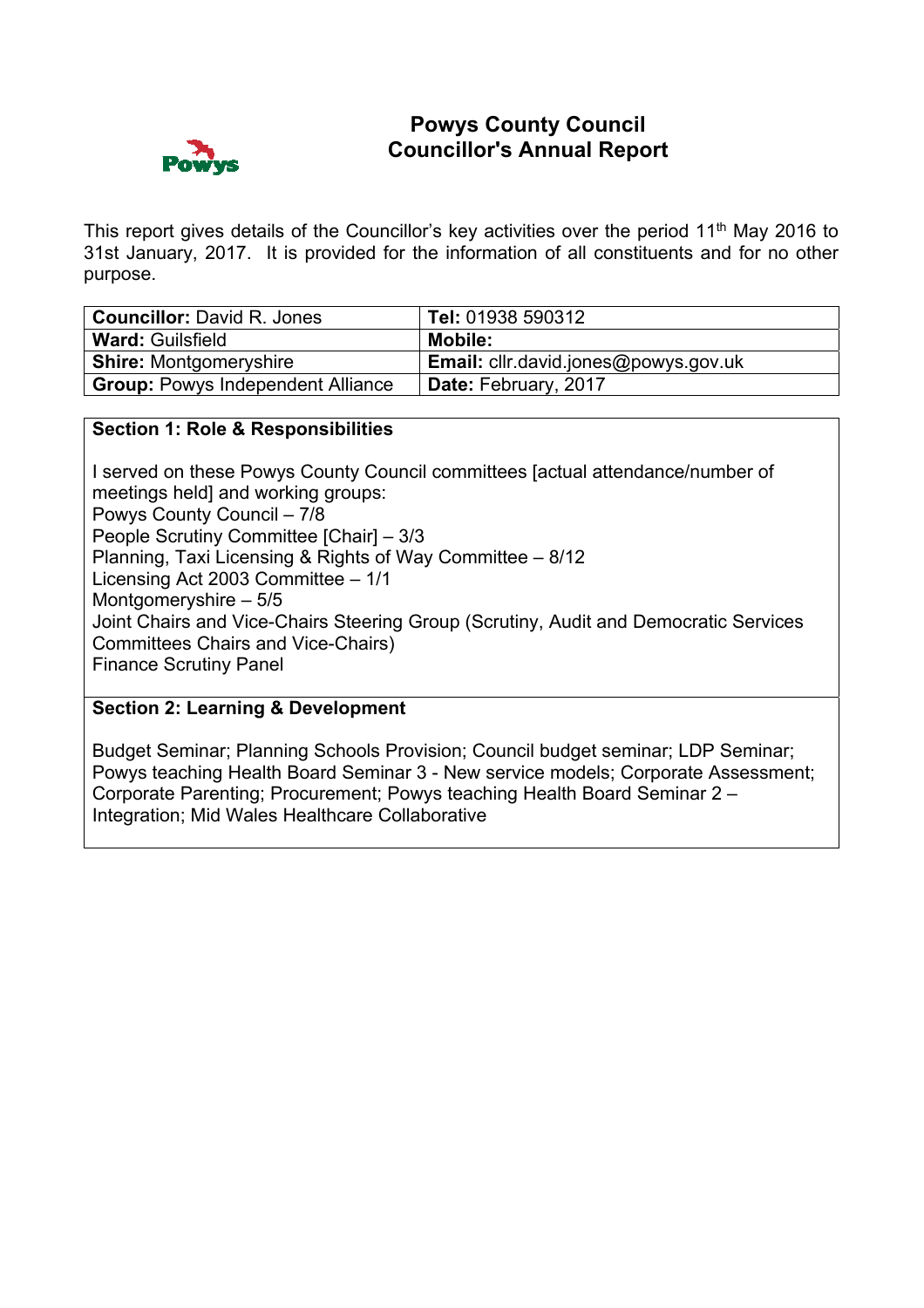# Powys County Council
# Councillor's Annual Report

This report gives details of the Councillor's key activities over the period 11th May 2016 to 31st January, 2017. It is provided for the information of all constituents and for no other purpose.

| **Councillor:** David R. Jones | **Tel:** 01938 590312 |
|---|---|
| **Ward:** Guilsfield | **Mobile:** |
| **Shire:** Montgomeryshire | **Email:** cllr.david.jones@powys.gov.uk |
| **Group:** Powys Independent Alliance | **Date:** February, 2017 |

## Section 1: Role & Responsibilities

I served on these Powys County Council committees [actual attendance/number of meetings held] and working groups:

Powys County Council – 7/8
People Scrutiny Committee [Chair] – 3/3
Planning, Taxi Licensing & Rights of Way Committee – 8/12
Licensing Act 2003 Committee – 1/1
Montgomeryshire – 5/5
Joint Chairs and Vice-Chairs Steering Group (Scrutiny, Audit and Democratic Services Committees Chairs and Vice-Chairs)
Finance Scrutiny Panel

## Section 2: Learning & Development

Budget Seminar; Planning Schools Provision; Council budget seminar; LDP Seminar; Powys teaching Health Board Seminar 3 - New service models; Corporate Assessment; Corporate Parenting; Procurement; Powys teaching Health Board Seminar 2 – Integration; Mid Wales Healthcare Collaborative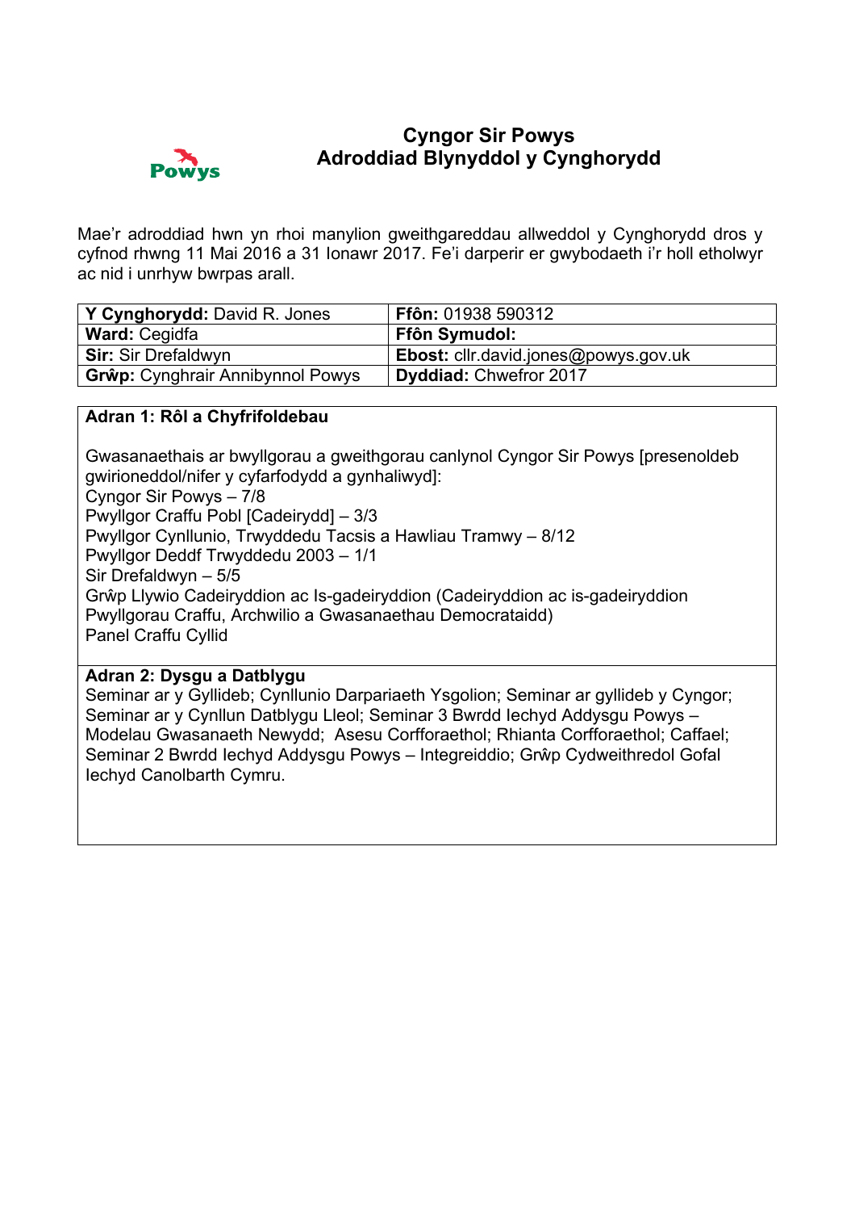# Cyngor Sir Powys
# Adroddiad Blynyddol y Cynghorydd

Mae'r adroddiad hwn yn rhoi manylion gweithgareddau allweddol y Cynghorydd dros y cyfnod rhwng 11 Mai 2016 a 31 Ionawr 2017. Fe'i darperir er gwybodaeth i'r holl etholwyr ac nid i unrhyw bwrpas arall.

| | |
|---|---|
| **Y Cynghorydd:** David R. Jones | **Ffôn:** 01938 590312 |
| **Ward:** Cegidfa | **Ffôn Symudol:** |
| **Sir:** Sir Drefaldwyn | **Ebost:** cllr.david.jones@powys.gov.uk |
| **Grŵp:** Cynghrair Annibynnol Powys | **Dyddiad:** Chwefror 2017 |

## Adran 1: Rôl a Chyfrifoldebau

Gwasanaethais ar bwyllgorau a gweithgorau canlynol Cyngor Sir Powys [presenoldeb gwirioneddol/nifer y cyfarfodydd a gynhaliwyd]:

Cyngor Sir Powys – 7/8
Pwyllgor Craffu Pobl [Cadeirydd] – 3/3
Pwyllgor Cynllunio, Trwyddedu Tacsis a Hawliau Tramwy – 8/12
Pwyllgor Deddf Trwyddedu 2003 – 1/1
Sir Drefaldwyn – 5/5
Grŵp Llywio Cadeiryddion ac Is-gadeiryddion (Cadeiryddion ac is-gadeiryddion Pwyllgorau Craffu, Archwilio a Gwasanaethau Democrataidd)
Panel Craffu Cyllid

## Adran 2: Dysgu a Datblygu

Seminar ar y Gyllideb; Cynllunio Darpariaeth Ysgolion; Seminar ar gyllideb y Cyngor; Seminar ar y Cynllun Datblygu Lleol; Seminar 3 Bwrdd Iechyd Addysgu Powys – Modelau Gwasanaeth Newydd; Asesu Corfforaethol; Rhianta Corfforaethol; Caffael; Seminar 2 Bwrdd Iechyd Addysgu Powys – Integreiddio; Grŵp Cydweithredol Gofal Iechyd Canolbarth Cymru.